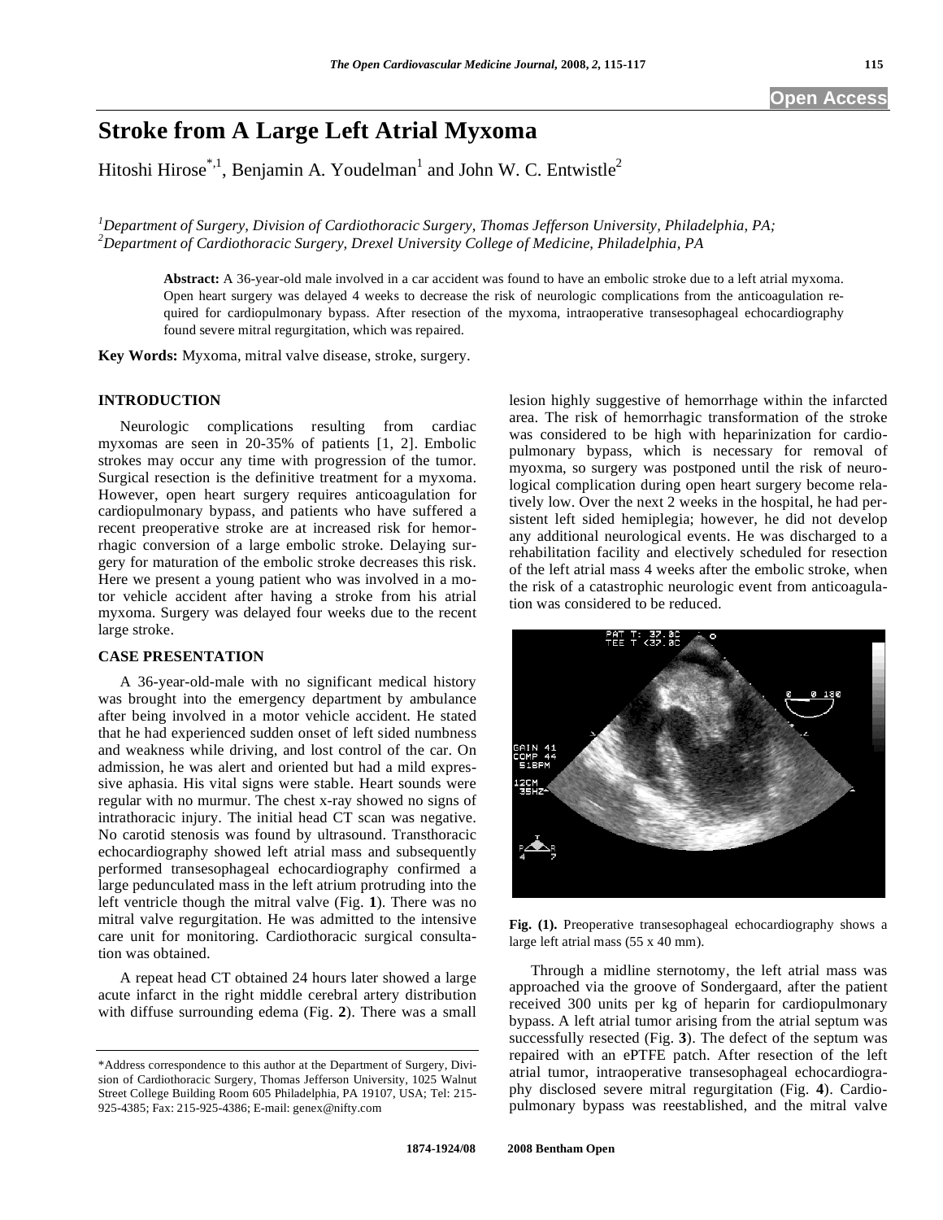# Stroke from A Large Left Atrial Myxoma

Hitoshi Hirose[*,1], Benjamin A. Youdelman[1] and John W. C. Entwistle[2]

[1]*Department of Surgery, Division of Cardiothoracic Surgery, Thomas Jefferson University, Philadelphia, PA;*
[2]*Department of Cardiothoracic Surgery, Drexel University College of Medicine, Philadelphia, PA*

**Abstract:** A 36-year-old male involved in a car accident was found to have an embolic stroke due to a left atrial myxoma. Open heart surgery was delayed 4 weeks to decrease the risk of neurologic complications from the anticoagulation required for cardiopulmonary bypass. After resection of the myxoma, intraoperative transesophageal echocardiography found severe mitral regurgitation, which was repaired.

**Key Words:** Myxoma, mitral valve disease, stroke, surgery.

## INTRODUCTION

Neurologic complications resulting from cardiac myxomas are seen in 20-35% of patients [1, 2]. Embolic strokes may occur any time with progression of the tumor. Surgical resection is the definitive treatment for a myxoma. However, open heart surgery requires anticoagulation for cardiopulmonary bypass, and patients who have suffered a recent preoperative stroke are at increased risk for hemorrhagic conversion of a large embolic stroke. Delaying surgery for maturation of the embolic stroke decreases this risk. Here we present a young patient who was involved in a motor vehicle accident after having a stroke from his atrial myxoma. Surgery was delayed four weeks due to the recent large stroke.

## CASE PRESENTATION

A 36-year-old-male with no significant medical history was brought into the emergency department by ambulance after being involved in a motor vehicle accident. He stated that he had experienced sudden onset of left sided numbness and weakness while driving, and lost control of the car. On admission, he was alert and oriented but had a mild expressive aphasia. His vital signs were stable. Heart sounds were regular with no murmur. The chest x-ray showed no signs of intrathoracic injury. The initial head CT scan was negative. No carotid stenosis was found by ultrasound. Transthoracic echocardiography showed left atrial mass and subsequently performed transesophageal echocardiography confirmed a large pedunculated mass in the left atrium protruding into the left ventricle though the mitral valve (Fig. **1**). There was no mitral valve regurgitation. He was admitted to the intensive care unit for monitoring. Cardiothoracic surgical consultation was obtained.

A repeat head CT obtained 24 hours later showed a large acute infarct in the right middle cerebral artery distribution with diffuse surrounding edema (Fig. **2**). There was a small lesion highly suggestive of hemorrhage within the infarcted area. The risk of hemorrhagic transformation of the stroke was considered to be high with heparinization for cardiopulmonary bypass, which is necessary for removal of myoxma, so surgery was postponed until the risk of neurological complication during open heart surgery become relatively low. Over the next 2 weeks in the hospital, he had persistent left sided hemiplegia; however, he did not develop any additional neurological events. He was discharged to a rehabilitation facility and electively scheduled for resection of the left atrial mass 4 weeks after the embolic stroke, when the risk of a catastrophic neurologic event from anticoagulation was considered to be reduced.

**Fig. (1).** Preoperative transesophageal echocardiography shows a large left atrial mass (55 x 40 mm).

Through a midline sternotomy, the left atrial mass was approached via the groove of Sondergaard, after the patient received 300 units per kg of heparin for cardiopulmonary bypass. A left atrial tumor arising from the atrial septum was successfully resected (Fig. **3**). The defect of the septum was repaired with an ePTFE patch. After resection of the left atrial tumor, intraoperative transesophageal echocardiography disclosed severe mitral regurgitation (Fig. **4**). Cardiopulmonary bypass was reestablished, and the mitral valve

*Address correspondence to this author at the Department of Surgery, Division of Cardiothoracic Surgery, Thomas Jefferson University, 1025 Walnut Street College Building Room 605 Philadelphia, PA 19107, USA; Tel: 215-925-4385; Fax: 215-925-4386; E-mail: genex@nifty.com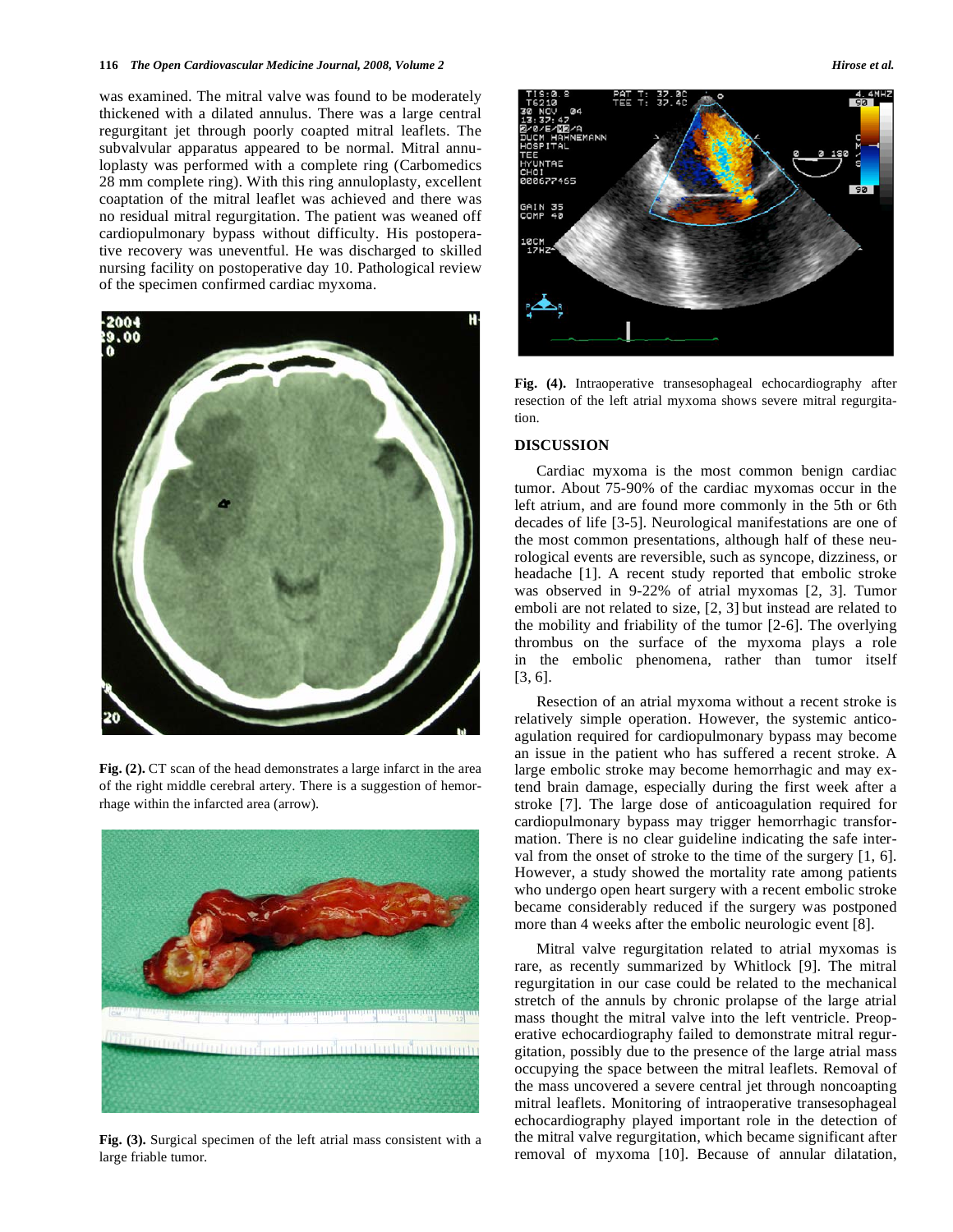was examined. The mitral valve was found to be moderately thickened with a dilated annulus. There was a large central regurgitant jet through poorly coapted mitral leaflets. The subvalvular apparatus appeared to be normal. Mitral annuloplasty was performed with a complete ring (Carbomedics 28 mm complete ring). With this ring annuloplasty, excellent coaptation of the mitral leaflet was achieved and there was no residual mitral regurgitation. The patient was weaned off cardiopulmonary bypass without difficulty. His postoperative recovery was uneventful. He was discharged to skilled nursing facility on postoperative day 10. Pathological review of the specimen confirmed cardiac myxoma.

**Fig. (2).** CT scan of the head demonstrates a large infarct in the area of the right middle cerebral artery. There is a suggestion of hemorrhage within the infarcted area (arrow).

**Fig. (3).** Surgical specimen of the left atrial mass consistent with a large friable tumor.

**Fig. (4).** Intraoperative transesophageal echocardiography after resection of the left atrial myxoma shows severe mitral regurgitation.

## DISCUSSION

Cardiac myxoma is the most common benign cardiac tumor. About 75-90% of the cardiac myxomas occur in the left atrium, and are found more commonly in the 5th or 6th decades of life [3-5]. Neurological manifestations are one of the most common presentations, although half of these neurological events are reversible, such as syncope, dizziness, or headache [1]. A recent study reported that embolic stroke was observed in 9-22% of atrial myxomas [2, 3]. Tumor emboli are not related to size, [2, 3] but instead are related to the mobility and friability of the tumor [2-6]. The overlying thrombus on the surface of the myxoma plays a role in the embolic phenomena, rather than tumor itself [3, 6].

Resection of an atrial myxoma without a recent stroke is relatively simple operation. However, the systemic anticoagulation required for cardiopulmonary bypass may become an issue in the patient who has suffered a recent stroke. A large embolic stroke may become hemorrhagic and may extend brain damage, especially during the first week after a stroke [7]. The large dose of anticoagulation required for cardiopulmonary bypass may trigger hemorrhagic transformation. There is no clear guideline indicating the safe interval from the onset of stroke to the time of the surgery [1, 6]. However, a study showed the mortality rate among patients who undergo open heart surgery with a recent embolic stroke became considerably reduced if the surgery was postponed more than 4 weeks after the embolic neurologic event [8].

Mitral valve regurgitation related to atrial myxomas is rare, as recently summarized by Whitlock [9]. The mitral regurgitation in our case could be related to the mechanical stretch of the annuls by chronic prolapse of the large atrial mass thought the mitral valve into the left ventricle. Preoperative echocardiography failed to demonstrate mitral regurgitation, possibly due to the presence of the large atrial mass occupying the space between the mitral leaflets. Removal of the mass uncovered a severe central jet through noncoapting mitral leaflets. Monitoring of intraoperative transesophageal echocardiography played important role in the detection of the mitral valve regurgitation, which became significant after removal of myxoma [10]. Because of annular dilatation,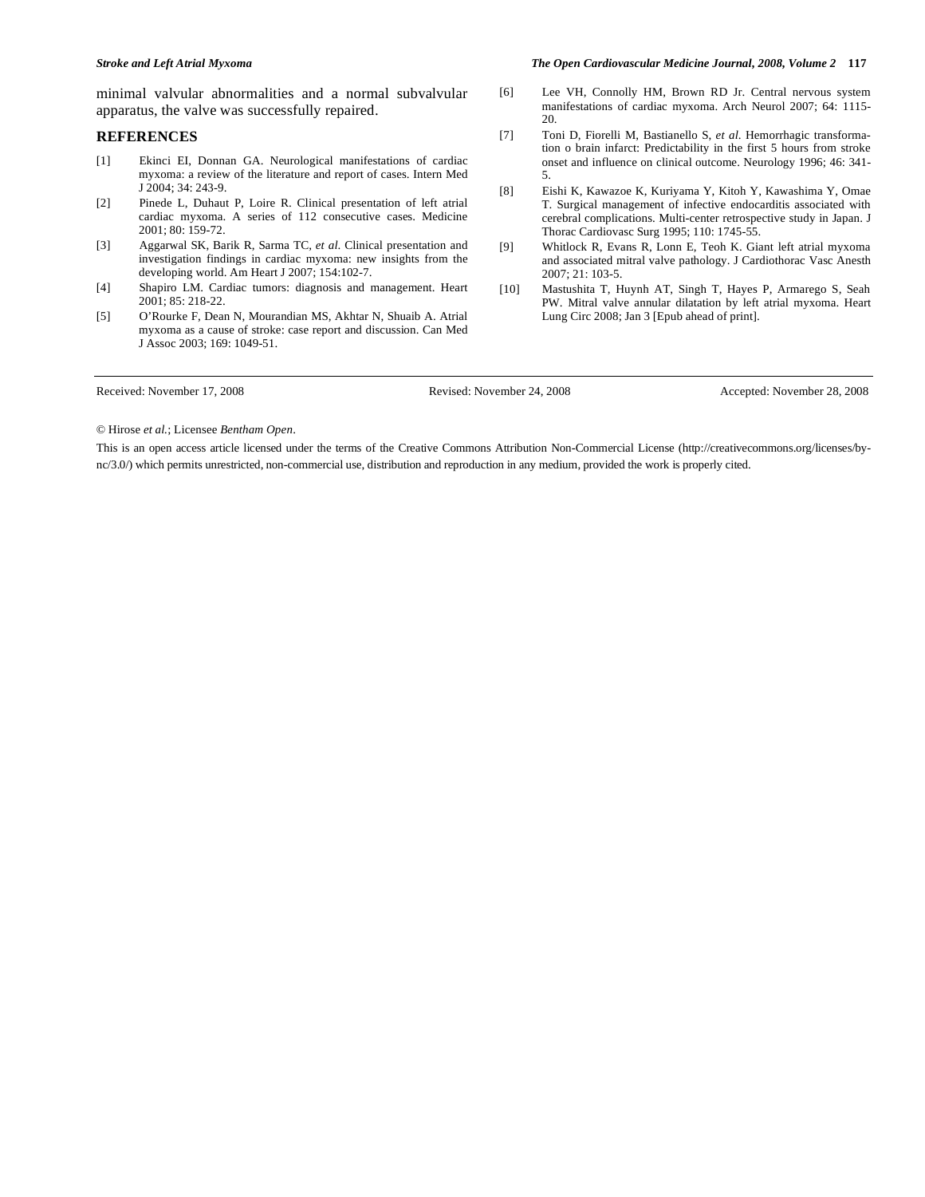minimal valvular abnormalities and a normal subvalvular apparatus, the valve was successfully repaired.

## REFERENCES

[1] Ekinci EI, Donnan GA. Neurological manifestations of cardiac myxoma: a review of the literature and report of cases. Intern Med J 2004; 34: 243-9.

[2] Pinede L, Duhaut P, Loire R. Clinical presentation of left atrial cardiac myxoma. A series of 112 consecutive cases. Medicine 2001; 80: 159-72.

[3] Aggarwal SK, Barik R, Sarma TC, *et al.* Clinical presentation and investigation findings in cardiac myxoma: new insights from the developing world. Am Heart J 2007; 154:102-7.

[4] Shapiro LM. Cardiac tumors: diagnosis and management. Heart 2001; 85: 218-22.

[5] O'Rourke F, Dean N, Mourandian MS, Akhtar N, Shuaib A. Atrial myxoma as a cause of stroke: case report and discussion. Can Med J Assoc 2003; 169: 1049-51.

[6] Lee VH, Connolly HM, Brown RD Jr. Central nervous system manifestations of cardiac myxoma. Arch Neurol 2007; 64: 1115-20.

[7] Toni D, Fiorelli M, Bastianello S, *et al.* Hemorrhagic transformation o brain infarct: Predictability in the first 5 hours from stroke onset and influence on clinical outcome. Neurology 1996; 46: 341-5.

[8] Eishi K, Kawazoe K, Kuriyama Y, Kitoh Y, Kawashima Y, Omae T. Surgical management of infective endocarditis associated with cerebral complications. Multi-center retrospective study in Japan. J Thorac Cardiovasc Surg 1995; 110: 1745-55.

[9] Whitlock R, Evans R, Lonn E, Teoh K. Giant left atrial myxoma and associated mitral valve pathology. J Cardiothorac Vasc Anesth 2007; 21: 103-5.

[10] Mastushita T, Huynh AT, Singh T, Hayes P, Armarego S, Seah PW. Mitral valve annular dilatation by left atrial myxoma. Heart Lung Circ 2008; Jan 3 [Epub ahead of print].

Received: November 17, 2008 Revised: November 24, 2008 Accepted: November 28, 2008

© Hirose *et al.*; Licensee *Bentham Open*.

This is an open access article licensed under the terms of the Creative Commons Attribution Non-Commercial License (http://creativecommons.org/licenses/by-nc/3.0/) which permits unrestricted, non-commercial use, distribution and reproduction in any medium, provided the work is properly cited.